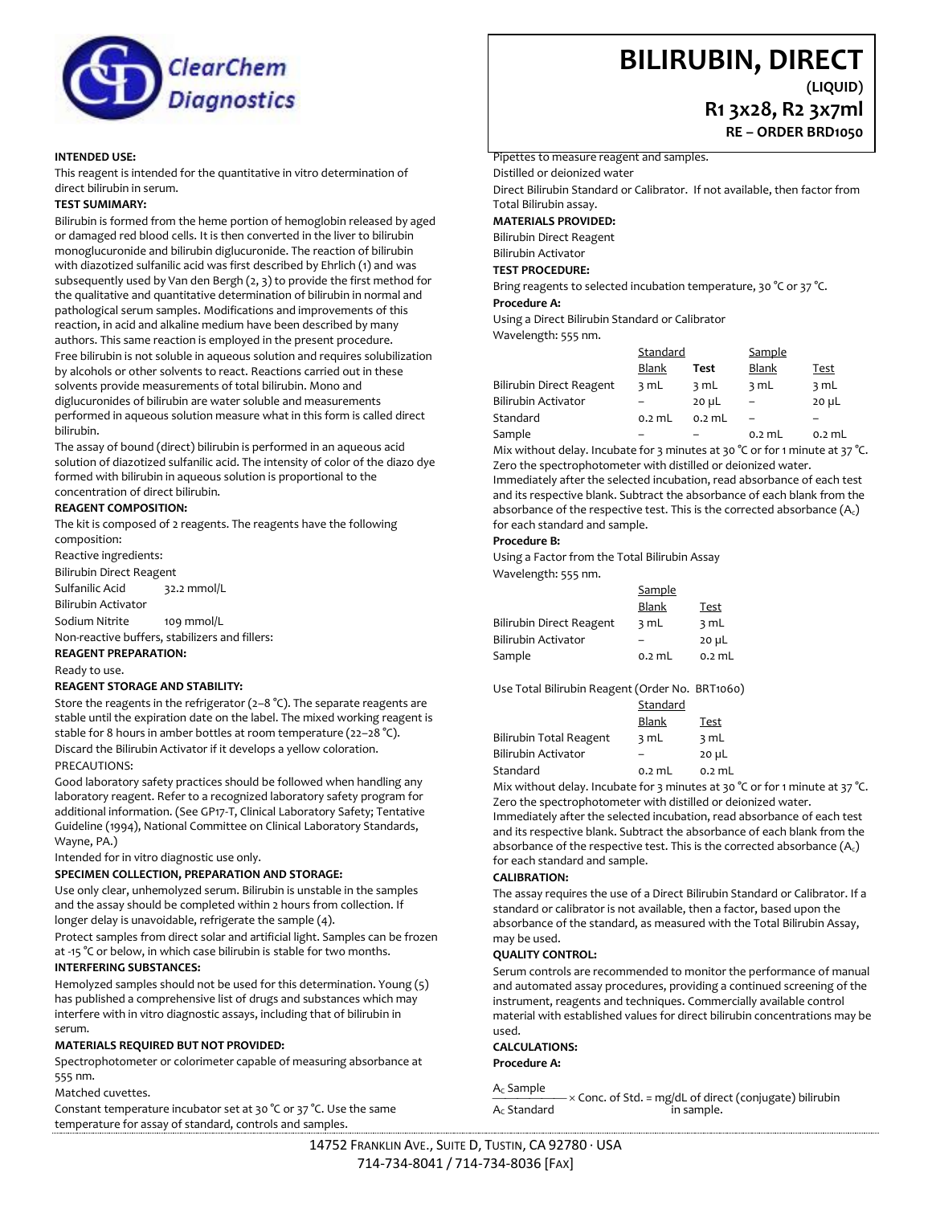# BILIRUBIN, DIRECT

**(LIQUID)**

**R1 3x28, R2 3x7ml**

**RE – ORDER BRD1050**

**INTENDED USE:**

This reagent is intended for the quantitative in vitro determination of direct bilirubin in serum.

**TEST SUMIMARY:**

Bilirubin is formed from the heme portion of hemoglobin released by aged or damaged red blood cells. It is then converted in the liver to bilirubin monoglucuronide and bilirubin diglucuronide. The reaction of bilirubin with diazotized sulfanilic acid was first described by Ehrlich (1) and was subsequently used by Van den Bergh (2, 3) to provide the first method for the qualitative and quantitative determination of bilirubin in normal and pathological serum samples. Modifications and improvements of this reaction, in acid and alkaline medium have been described by many authors. This same reaction is employed in the present procedure.

Free bilirubin is not soluble in aqueous solution and requires solubilization by alcohols or other solvents to react. Reactions carried out in these solvents provide measurements of total bilirubin. Mono and diglucuronides of bilirubin are water soluble and measurements performed in aqueous solution measure what in this form is called direct bilirubin.

The assay of bound (direct) bilirubin is performed in an aqueous acid solution of diazotized sulfanilic acid. The intensity of color of the diazo dye formed with bilirubin in aqueous solution is proportional to the concentration of direct bilirubin.

**REAGENT COMPOSITION:**

The kit is composed of 2 reagents. The reagents have the following composition:

Reactive ingredients:

Bilirubin Direct Reagent

Sulfanilic Acid 32.2 mmol/L

Bilirubin Activator

Sodium Nitrite 109 mmol/L

Non-reactive buffers, stabilizers and fillers:

**REAGENT PREPARATION:**

Ready to use.

**REAGENT STORAGE AND STABILITY:**

Store the reagents in the refrigerator (2–8 °C). The separate reagents are stable until the expiration date on the label. The mixed working reagent is stable for 8 hours in amber bottles at room temperature (22–28 °C).

Discard the Bilirubin Activator if it develops a yellow coloration.

PRECAUTIONS:

Good laboratory safety practices should be followed when handling any laboratory reagent. Refer to a recognized laboratory safety program for additional information. (See GP17-T, Clinical Laboratory Safety; Tentative Guideline (1994), National Committee on Clinical Laboratory Standards, Wayne, PA.)

Intended for in vitro diagnostic use only.

**SPECIMEN COLLECTION, PREPARATION AND STORAGE:**

Use only clear, unhemolyzed serum. Bilirubin is unstable in the samples and the assay should be completed within 2 hours from collection. If longer delay is unavoidable, refrigerate the sample (4).

Protect samples from direct solar and artificial light. Samples can be frozen at -15 °C or below, in which case bilirubin is stable for two months.

**INTERFERING SUBSTANCES:**

Hemolyzed samples should not be used for this determination. Young (5) has published a comprehensive list of drugs and substances which may interfere with in vitro diagnostic assays, including that of bilirubin in serum.

**MATERIALS REQUIRED BUT NOT PROVIDED:**

Spectrophotometer or colorimeter capable of measuring absorbance at 555 nm.

Matched cuvettes.

Constant temperature incubator set at 30 °C or 37 °C. Use the same temperature for assay of standard, controls and samples.

Pipettes to measure reagent and samples.

Distilled or deionized water

Direct Bilirubin Standard or Calibrator. If not available, then factor from Total Bilirubin assay.

**MATERIALS PROVIDED:**

Bilirubin Direct Reagent

Bilirubin Activator

**TEST PROCEDURE:**

Bring reagents to selected incubation temperature, 30 °C or 37 °C.

**Procedure A:**

Using a Direct Bilirubin Standard or Calibrator

Wavelength: 555 nm.

| | Standard Blank | Standard Test | Sample Blank | Sample Test |
|---|---|---|---|---|
| Bilirubin Direct Reagent | 3 mL | 3 mL | 3 mL | 3 mL |
| Bilirubin Activator | – | 20 µL | – | 20 µL |
| Standard | 0.2 mL | 0.2 mL | – | – |
| Sample | – | – | 0.2 mL | 0.2 mL |

Mix without delay. Incubate for 3 minutes at 30 °C or for 1 minute at 37 °C. Zero the spectrophotometer with distilled or deionized water.

Immediately after the selected incubation, read absorbance of each test and its respective blank. Subtract the absorbance of each blank from the absorbance of the respective test. This is the corrected absorbance ($A_c$) for each standard and sample.

**Procedure B:**

Using a Factor from the Total Bilirubin Assay

Wavelength: 555 nm.

| | Sample Blank | Test |
|---|---|---|
| Bilirubin Direct Reagent | 3 mL | 3 mL |
| Bilirubin Activator | – | 20 µL |
| Sample | 0.2 mL | 0.2 mL |

Use Total Bilirubin Reagent (Order No. BRT1060)

| | Standard Blank | Test |
|---|---|---|
| Bilirubin Total Reagent | 3 mL | 3 mL |
| Bilirubin Activator | – | 20 µL |
| Standard | 0.2 mL | 0.2 mL |

Mix without delay. Incubate for 3 minutes at 30 °C or for 1 minute at 37 °C. Zero the spectrophotometer with distilled or deionized water.

Immediately after the selected incubation, read absorbance of each test and its respective blank. Subtract the absorbance of each blank from the absorbance of the respective test. This is the corrected absorbance ($A_c$) for each standard and sample.

**CALIBRATION:**

The assay requires the use of a Direct Bilirubin Standard or Calibrator. If a standard or calibrator is not available, then a factor, based upon the absorbance of the standard, as measured with the Total Bilirubin Assay, may be used.

**QUALITY CONTROL:**

Serum controls are recommended to monitor the performance of manual and automated assay procedures, providing a continued screening of the instrument, reagents and techniques. Commercially available control material with established values for direct bilirubin concentrations may be used.

**CALCULATIONS:**

**Procedure A:**

$$\frac{A_C \text{ Sample}}{A_C \text{ Standard}} \times \text{Conc. of Std.} = \text{mg/dL of direct (conjugate) bilirubin in sample.}$$

14752 Franklin Ave., Suite D, Tustin, CA 92780 · USA
714-734-8041 / 714-734-8036 [Fax]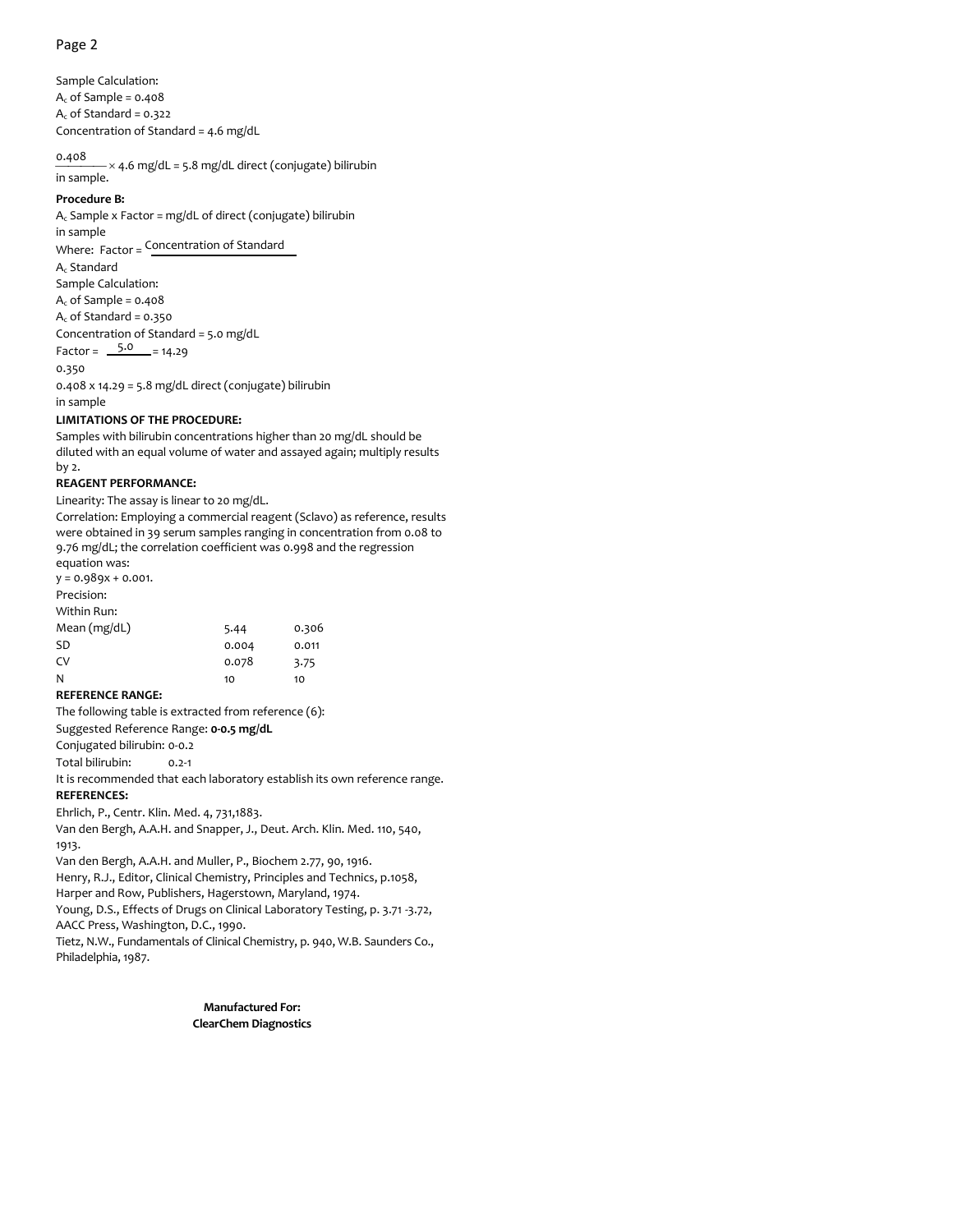Sample Calculation:

$A_c$ of Sample = 0.408

$A_c$ of Standard = 0.322

Concentration of Standard = 4.6 mg/dL

$\frac{0.408}{0.322} \times 4.6$ mg/dL = 5.8 mg/dL direct (conjugate) bilirubin in sample.

**Procedure B:**

$A_c$ Sample x Factor = mg/dL of direct (conjugate) bilirubin in sample

Where: Factor = $\frac{\text{Concentration of Standard}}{A_c \text{ Standard}}$

Sample Calculation:

$A_c$ of Sample = 0.408

$A_c$ of Standard = 0.350

Concentration of Standard = 5.0 mg/dL

Factor = $\frac{5.0}{0.350}$ = 14.29

0.408 x 14.29 = 5.8 mg/dL direct (conjugate) bilirubin in sample

**LIMITATIONS OF THE PROCEDURE:**

Samples with bilirubin concentrations higher than 20 mg/dL should be diluted with an equal volume of water and assayed again; multiply results by 2.

**REAGENT PERFORMANCE:**

Linearity: The assay is linear to 20 mg/dL.

Correlation: Employing a commercial reagent (Sclavo) as reference, results were obtained in 39 serum samples ranging in concentration from 0.08 to 9.76 mg/dL; the correlation coefficient was 0.998 and the regression equation was:

y = 0.989x + 0.001.

Precision:

Within Run:

| | | |
|---|---|---|
| Mean (mg/dL) | 5.44 | 0.306 |
| SD | 0.004 | 0.011 |
| CV | 0.078 | 3.75 |
| N | 10 | 10 |

**REFERENCE RANGE:**

The following table is extracted from reference (6):

Suggested Reference Range: **0-0.5 mg/dL**

Conjugated bilirubin: 0-0.2

Total bilirubin: 0.2-1

It is recommended that each laboratory establish its own reference range.

**REFERENCES:**

Ehrlich, P., Centr. Klin. Med. 4, 731,1883.

Van den Bergh, A.A.H. and Snapper, J., Deut. Arch. Klin. Med. 110, 540, 1913.

Van den Bergh, A.A.H. and Muller, P., Biochem 2.77, 90, 1916.

Henry, R.J., Editor, Clinical Chemistry, Principles and Technics, p.1058, Harper and Row, Publishers, Hagerstown, Maryland, 1974.

Young, D.S., Effects of Drugs on Clinical Laboratory Testing, p. 3.71 -3.72, AACC Press, Washington, D.C., 1990.

Tietz, N.W., Fundamentals of Clinical Chemistry, p. 940, W.B. Saunders Co., Philadelphia, 1987.

**Manufactured For:**
**ClearChem Diagnostics**